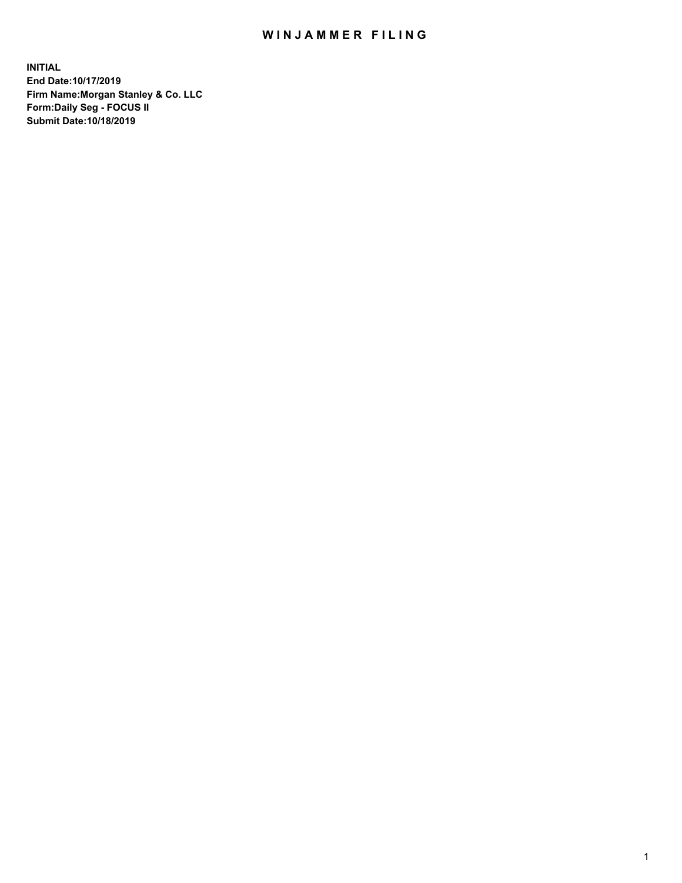# WINJAMMER FILING

**INITIAL**
**End Date:10/17/2019**
**Firm Name:Morgan Stanley & Co. LLC**
**Form:Daily Seg - FOCUS II**
**Submit Date:10/18/2019**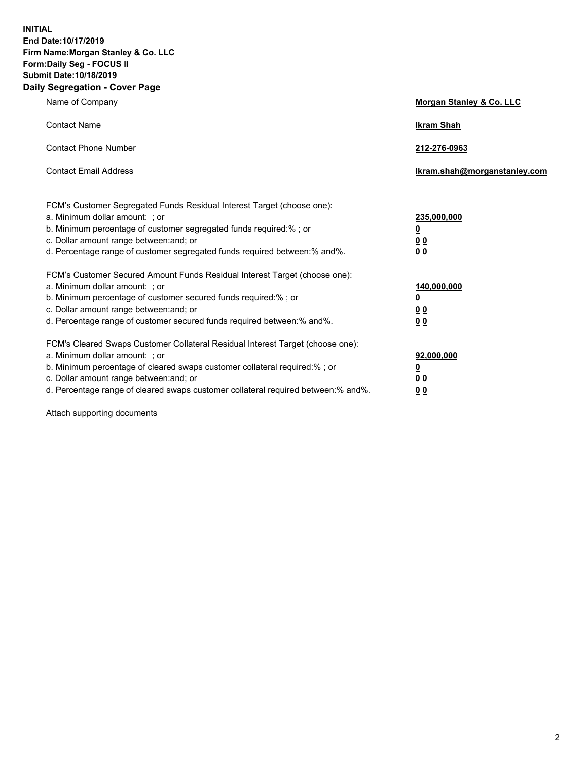**INITIAL**
**End Date:10/17/2019**
**Firm Name:Morgan Stanley & Co. LLC**
**Form:Daily Seg - FOCUS II**
**Submit Date:10/18/2019**

## Daily Segregation - Cover Page

| | |
|---|---|
| Name of Company | **Morgan Stanley & Co. LLC** |
| Contact Name | **Ikram Shah** |
| Contact Phone Number | **212-276-0963** |
| Contact Email Address | **Ikram.shah@morganstanley.com** |

| | |
|---|---|
| FCM's Customer Segregated Funds Residual Interest Target (choose one): | |
| a. Minimum dollar amount: ; or | **235,000,000** |
| b. Minimum percentage of customer segregated funds required:% ; or | **0** |
| c. Dollar amount range between:and; or | **0 0** |
| d. Percentage range of customer segregated funds required between:% and%. | **0 0** |
| FCM's Customer Secured Amount Funds Residual Interest Target (choose one): | |
| a. Minimum dollar amount: ; or | **140,000,000** |
| b. Minimum percentage of customer secured funds required:% ; or | **0** |
| c. Dollar amount range between:and; or | **0 0** |
| d. Percentage range of customer secured funds required between:% and%. | **0 0** |
| FCM's Cleared Swaps Customer Collateral Residual Interest Target (choose one): | |
| a. Minimum dollar amount: ; or | **92,000,000** |
| b. Minimum percentage of cleared swaps customer collateral required:% ; or | **0** |
| c. Dollar amount range between:and; or | **0 0** |
| d. Percentage range of cleared swaps customer collateral required between:% and%. | **0 0** |

Attach supporting documents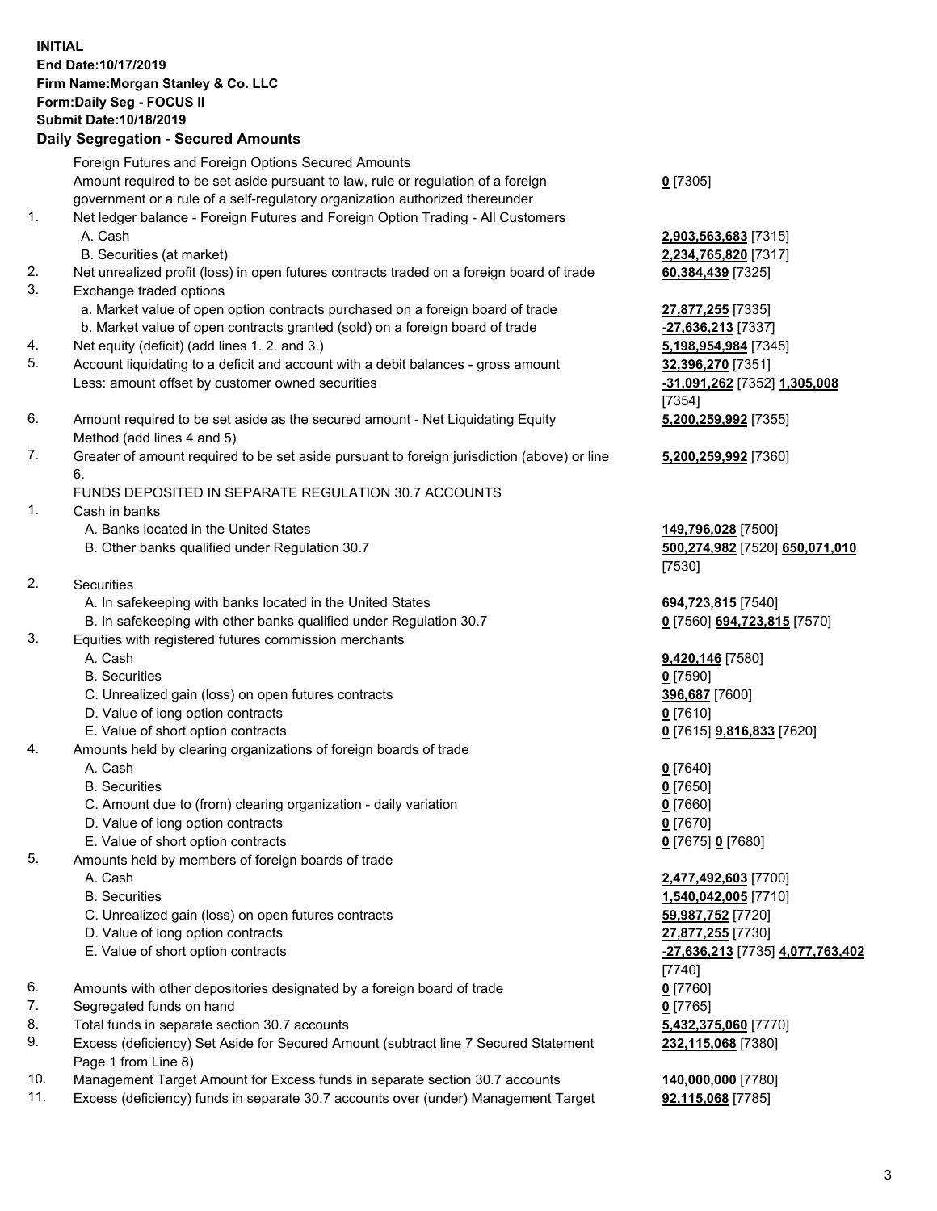**INITIAL**
**End Date:10/17/2019**
**Firm Name:Morgan Stanley & Co. LLC**
**Form:Daily Seg - FOCUS II**
**Submit Date:10/18/2019**
**Daily Segregation - Secured Amounts**

| | | |
|---|---|---|
| | Foreign Futures and Foreign Options Secured Amounts | |
| | Amount required to be set aside pursuant to law, rule or regulation of a foreign government or a rule of a self-regulatory organization authorized thereunder | **0** [7305] |
| 1. | Net ledger balance - Foreign Futures and Foreign Option Trading - All Customers | |
| | A. Cash | **2,903,563,683** [7315] |
| | B. Securities (at market) | **2,234,765,820** [7317] |
| 2. | Net unrealized profit (loss) in open futures contracts traded on a foreign board of trade | **60,384,439** [7325] |
| 3. | Exchange traded options | |
| | a. Market value of open option contracts purchased on a foreign board of trade | **27,877,255** [7335] |
| | b. Market value of open contracts granted (sold) on a foreign board of trade | **-27,636,213** [7337] |
| 4. | Net equity (deficit) (add lines 1. 2. and 3.) | **5,198,954,984** [7345] |
| 5. | Account liquidating to a deficit and account with a debit balances - gross amount | **32,396,270** [7351] |
| | Less: amount offset by customer owned securities | **-31,091,262** [7352] **1,305,008** [7354] |
| 6. | Amount required to be set aside as the secured amount - Net Liquidating Equity Method (add lines 4 and 5) | **5,200,259,992** [7355] |
| 7. | Greater of amount required to be set aside pursuant to foreign jurisdiction (above) or line 6. | **5,200,259,992** [7360] |
| | FUNDS DEPOSITED IN SEPARATE REGULATION 30.7 ACCOUNTS | |
| 1. | Cash in banks | |
| | A. Banks located in the United States | **149,796,028** [7500] |
| | B. Other banks qualified under Regulation 30.7 | **500,274,982** [7520] **650,071,010** [7530] |
| 2. | Securities | |
| | A. In safekeeping with banks located in the United States | **694,723,815** [7540] |
| | B. In safekeeping with other banks qualified under Regulation 30.7 | **0** [7560] **694,723,815** [7570] |
| 3. | Equities with registered futures commission merchants | |
| | A. Cash | **9,420,146** [7580] |
| | B. Securities | **0** [7590] |
| | C. Unrealized gain (loss) on open futures contracts | **396,687** [7600] |
| | D. Value of long option contracts | **0** [7610] |
| | E. Value of short option contracts | **0** [7615] **9,816,833** [7620] |
| 4. | Amounts held by clearing organizations of foreign boards of trade | |
| | A. Cash | **0** [7640] |
| | B. Securities | **0** [7650] |
| | C. Amount due to (from) clearing organization - daily variation | **0** [7660] |
| | D. Value of long option contracts | **0** [7670] |
| | E. Value of short option contracts | **0** [7675] **0** [7680] |
| 5. | Amounts held by members of foreign boards of trade | |
| | A. Cash | **2,477,492,603** [7700] |
| | B. Securities | **1,540,042,005** [7710] |
| | C. Unrealized gain (loss) on open futures contracts | **59,987,752** [7720] |
| | D. Value of long option contracts | **27,877,255** [7730] |
| | E. Value of short option contracts | **-27,636,213** [7735] **4,077,763,402** [7740] |
| 6. | Amounts with other depositories designated by a foreign board of trade | **0** [7760] |
| 7. | Segregated funds on hand | **0** [7765] |
| 8. | Total funds in separate section 30.7 accounts | **5,432,375,060** [7770] |
| 9. | Excess (deficiency) Set Aside for Secured Amount (subtract line 7 Secured Statement Page 1 from Line 8) | **232,115,068** [7380] |
| 10. | Management Target Amount for Excess funds in separate section 30.7 accounts | **140,000,000** [7780] |
| 11. | Excess (deficiency) funds in separate 30.7 accounts over (under) Management Target | **92,115,068** [7785] |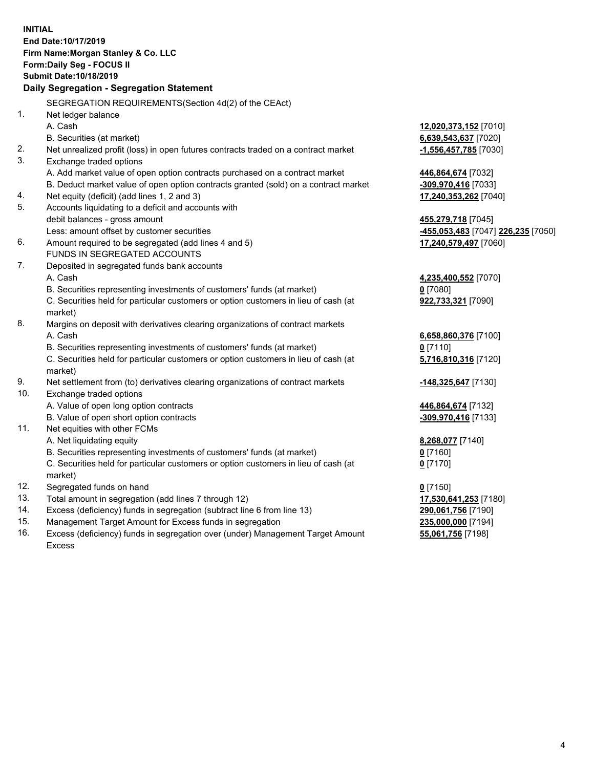**INITIAL**
**End Date:10/17/2019**
**Firm Name:Morgan Stanley & Co. LLC**
**Form:Daily Seg - FOCUS II**
**Submit Date:10/18/2019**

**Daily Segregation - Segregation Statement**

SEGREGATION REQUIREMENTS(Section 4d(2) of the CEAct)

| | | |
|---|---|---|
| 1. | Net ledger balance | |
| | A. Cash | **12,020,373,152** [7010] |
| | B. Securities (at market) | **6,639,543,637** [7020] |
| 2. | Net unrealized profit (loss) in open futures contracts traded on a contract market | **-1,556,457,785** [7030] |
| 3. | Exchange traded options | |
| | A. Add market value of open option contracts purchased on a contract market | **446,864,674** [7032] |
| | B. Deduct market value of open option contracts granted (sold) on a contract market | **-309,970,416** [7033] |
| 4. | Net equity (deficit) (add lines 1, 2 and 3) | **17,240,353,262** [7040] |
| 5. | Accounts liquidating to a deficit and accounts with debit balances - gross amount | **455,279,718** [7045] |
| | Less: amount offset by customer securities | **-455,053,483** [7047] **226,235** [7050] |
| 6. | Amount required to be segregated (add lines 4 and 5) | **17,240,579,497** [7060] |
| | FUNDS IN SEGREGATED ACCOUNTS | |
| 7. | Deposited in segregated funds bank accounts | |
| | A. Cash | **4,235,400,552** [7070] |
| | B. Securities representing investments of customers' funds (at market) | **0** [7080] |
| | C. Securities held for particular customers or option customers in lieu of cash (at market) | **922,733,321** [7090] |
| 8. | Margins on deposit with derivatives clearing organizations of contract markets | |
| | A. Cash | **6,658,860,376** [7100] |
| | B. Securities representing investments of customers' funds (at market) | **0** [7110] |
| | C. Securities held for particular customers or option customers in lieu of cash (at market) | **5,716,810,316** [7120] |
| 9. | Net settlement from (to) derivatives clearing organizations of contract markets | **-148,325,647** [7130] |
| 10. | Exchange traded options | |
| | A. Value of open long option contracts | **446,864,674** [7132] |
| | B. Value of open short option contracts | **-309,970,416** [7133] |
| 11. | Net equities with other FCMs | |
| | A. Net liquidating equity | **8,268,077** [7140] |
| | B. Securities representing investments of customers' funds (at market) | **0** [7160] |
| | C. Securities held for particular customers or option customers in lieu of cash (at market) | **0** [7170] |
| 12. | Segregated funds on hand | **0** [7150] |
| 13. | Total amount in segregation (add lines 7 through 12) | **17,530,641,253** [7180] |
| 14. | Excess (deficiency) funds in segregation (subtract line 6 from line 13) | **290,061,756** [7190] |
| 15. | Management Target Amount for Excess funds in segregation | **235,000,000** [7194] |
| 16. | Excess (deficiency) funds in segregation over (under) Management Target Amount Excess | **55,061,756** [7198] |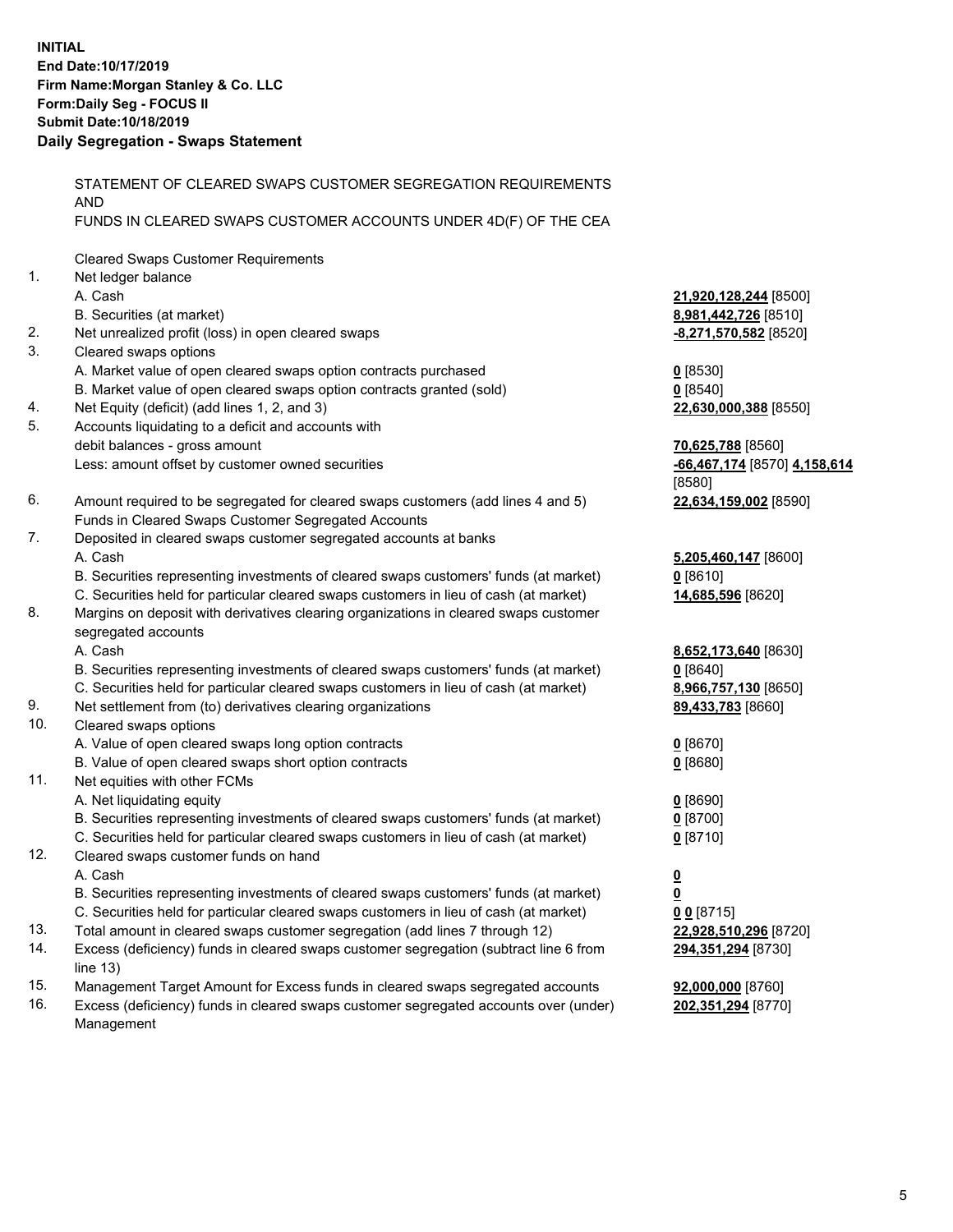**INITIAL**
**End Date:10/17/2019**
**Firm Name:Morgan Stanley & Co. LLC**
**Form:Daily Seg - FOCUS II**
**Submit Date:10/18/2019**
**Daily Segregation - Swaps Statement**

STATEMENT OF CLEARED SWAPS CUSTOMER SEGREGATION REQUIREMENTS AND FUNDS IN CLEARED SWAPS CUSTOMER ACCOUNTS UNDER 4D(F) OF THE CEA

| | | |
|---|---|---|
| | Cleared Swaps Customer Requirements | |
| 1. | Net ledger balance | |
| | A. Cash | **21,920,128,244** [8500] |
| | B. Securities (at market) | **8,981,442,726** [8510] |
| 2. | Net unrealized profit (loss) in open cleared swaps | **-8,271,570,582** [8520] |
| 3. | Cleared swaps options | |
| | A. Market value of open cleared swaps option contracts purchased | **0** [8530] |
| | B. Market value of open cleared swaps option contracts granted (sold) | **0** [8540] |
| 4. | Net Equity (deficit) (add lines 1, 2, and 3) | **22,630,000,388** [8550] |
| 5. | Accounts liquidating to a deficit and accounts with debit balances - gross amount | **70,625,788** [8560] |
| | Less: amount offset by customer owned securities | **-66,467,174** [8570] **4,158,614** [8580] |
| 6. | Amount required to be segregated for cleared swaps customers (add lines 4 and 5) | **22,634,159,002** [8590] |
| | Funds in Cleared Swaps Customer Segregated Accounts | |
| 7. | Deposited in cleared swaps customer segregated accounts at banks | |
| | A. Cash | **5,205,460,147** [8600] |
| | B. Securities representing investments of cleared swaps customers' funds (at market) | **0** [8610] |
| | C. Securities held for particular cleared swaps customers in lieu of cash (at market) | **14,685,596** [8620] |
| 8. | Margins on deposit with derivatives clearing organizations in cleared swaps customer segregated accounts | |
| | A. Cash | **8,652,173,640** [8630] |
| | B. Securities representing investments of cleared swaps customers' funds (at market) | **0** [8640] |
| | C. Securities held for particular cleared swaps customers in lieu of cash (at market) | **8,966,757,130** [8650] |
| 9. | Net settlement from (to) derivatives clearing organizations | **89,433,783** [8660] |
| 10. | Cleared swaps options | |
| | A. Value of open cleared swaps long option contracts | **0** [8670] |
| | B. Value of open cleared swaps short option contracts | **0** [8680] |
| 11. | Net equities with other FCMs | |
| | A. Net liquidating equity | **0** [8690] |
| | B. Securities representing investments of cleared swaps customers' funds (at market) | **0** [8700] |
| | C. Securities held for particular cleared swaps customers in lieu of cash (at market) | **0** [8710] |
| 12. | Cleared swaps customer funds on hand | |
| | A. Cash | **0** |
| | B. Securities representing investments of cleared swaps customers' funds (at market) | **0** |
| | C. Securities held for particular cleared swaps customers in lieu of cash (at market) | **0** **0** [8715] |
| 13. | Total amount in cleared swaps customer segregation (add lines 7 through 12) | **22,928,510,296** [8720] |
| 14. | Excess (deficiency) funds in cleared swaps customer segregation (subtract line 6 from line 13) | **294,351,294** [8730] |
| 15. | Management Target Amount for Excess funds in cleared swaps segregated accounts | **92,000,000** [8760] |
| 16. | Excess (deficiency) funds in cleared swaps customer segregated accounts over (under) Management | **202,351,294** [8770] |